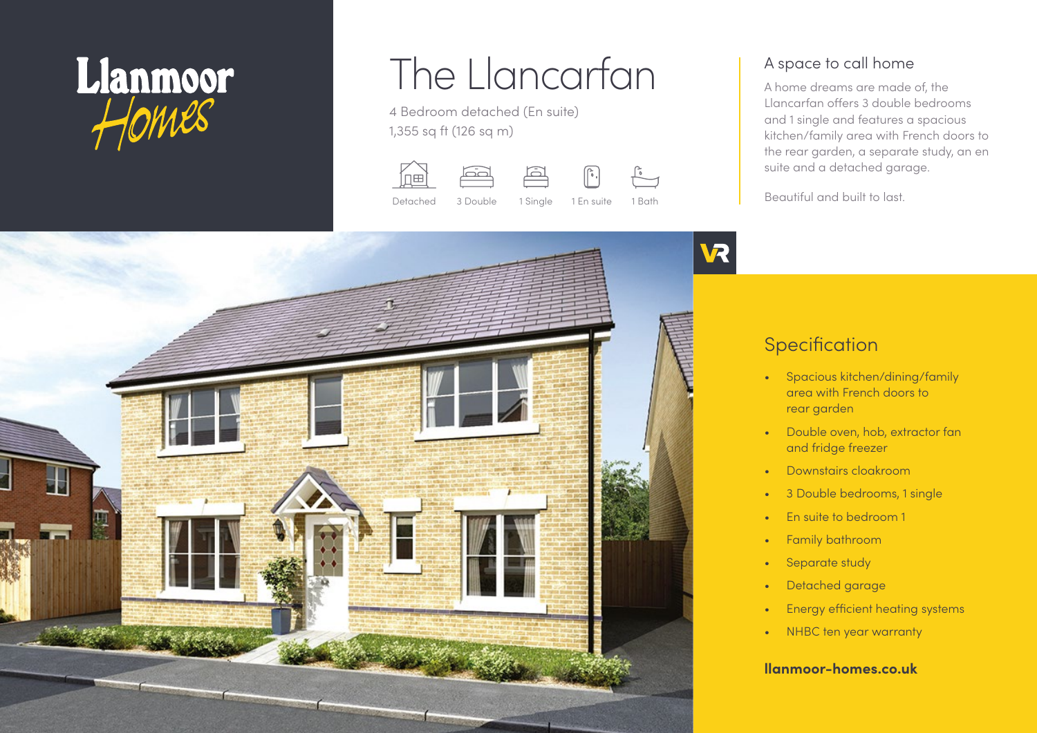Llanmoor Homes

# The Llancarfan

4 Bedroom detached (En suite)
1,355 sq ft (126 sq m)

Detached | 3 Double | 1 Single | 1 En suite | 1 Bath

## A space to call home

A home dreams are made of, the Llancarfan offers 3 double bedrooms and 1 single and features a spacious kitchen/family area with French doors to the rear garden, a separate study, an en suite and a detached garage.

Beautiful and built to last.

VR

## Specification

- Spacious kitchen/dining/family area with French doors to rear garden
- Double oven, hob, extractor fan and fridge freezer
- Downstairs cloakroom
- 3 Double bedrooms, 1 single
- En suite to bedroom 1
- Family bathroom
- Separate study
- Detached garage
- Energy efficient heating systems
- NHBC ten year warranty

**llanmoor-homes.co.uk**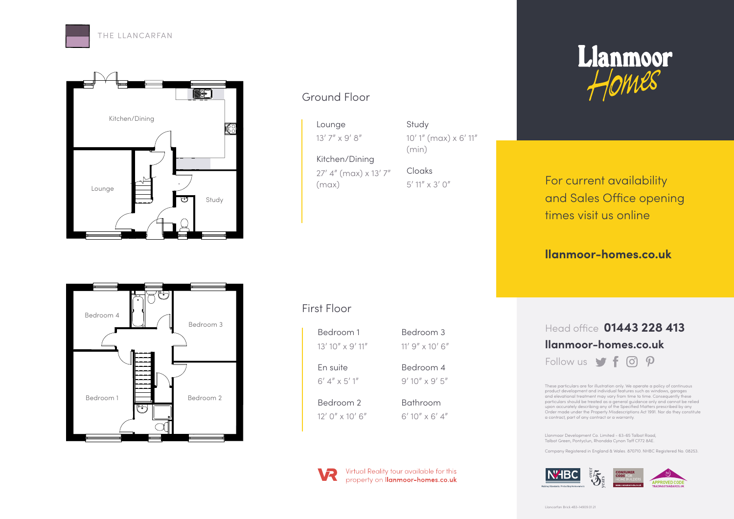THE LLANCARFAN

Kitchen/Dining

Lounge

Study

## Ground Floor

Lounge
13′ 7″ x 9′ 8″

Kitchen/Dining
27′ 4″ (max) x 13′ 7″ (max)

Study
10′ 1″ (max) x 6′ 11″ (min)

Cloaks
5′ 11″ x 3′ 0″

Bedroom 4

Bedroom 3

Bedroom 1

Bedroom 2

## First Floor

Bedroom 1
13′ 10″ x 9′ 11″

En suite
6′ 4″ x 5′ 1″

Bedroom 2
12′ 0″ x 10′ 6″

Bedroom 3
11′ 9″ x 10′ 6″

Bedroom 4
9′ 10″ x 9′ 5″

Bathroom
6′ 10″ x 6′ 4″

Virtual Reality tour available for this property on **llanmoor-homes.co.uk**

Llanmoor Homes

For current availability and Sales Office opening times visit us online

**llanmoor-homes.co.uk**

Head office **01443 228 413**

**llanmoor-homes.co.uk**

Follow us

These particulars are for illustration only. We operate a policy of continuous product development and individual features such as windows, garages and elevational treatment may vary from time to time. Consequently these particulars should be treated as a general guidance only and cannot be relied upon accurately describing any of the Specified Matters prescribed by any Order made under the Property Misdescriptions Act 1991. Nor do they constitute a contract, part of any contract or a warranty.

Llanmoor Development Co. Limited - 63-65 Talbot Road, Talbot Green, Pontyclun, Rhondda Cynon Taff CF72 8AE.

Company Registered in England & Wales. 870710. NHBC Registered No. 08253.

Llancarfan Brick 483-14809.01.21